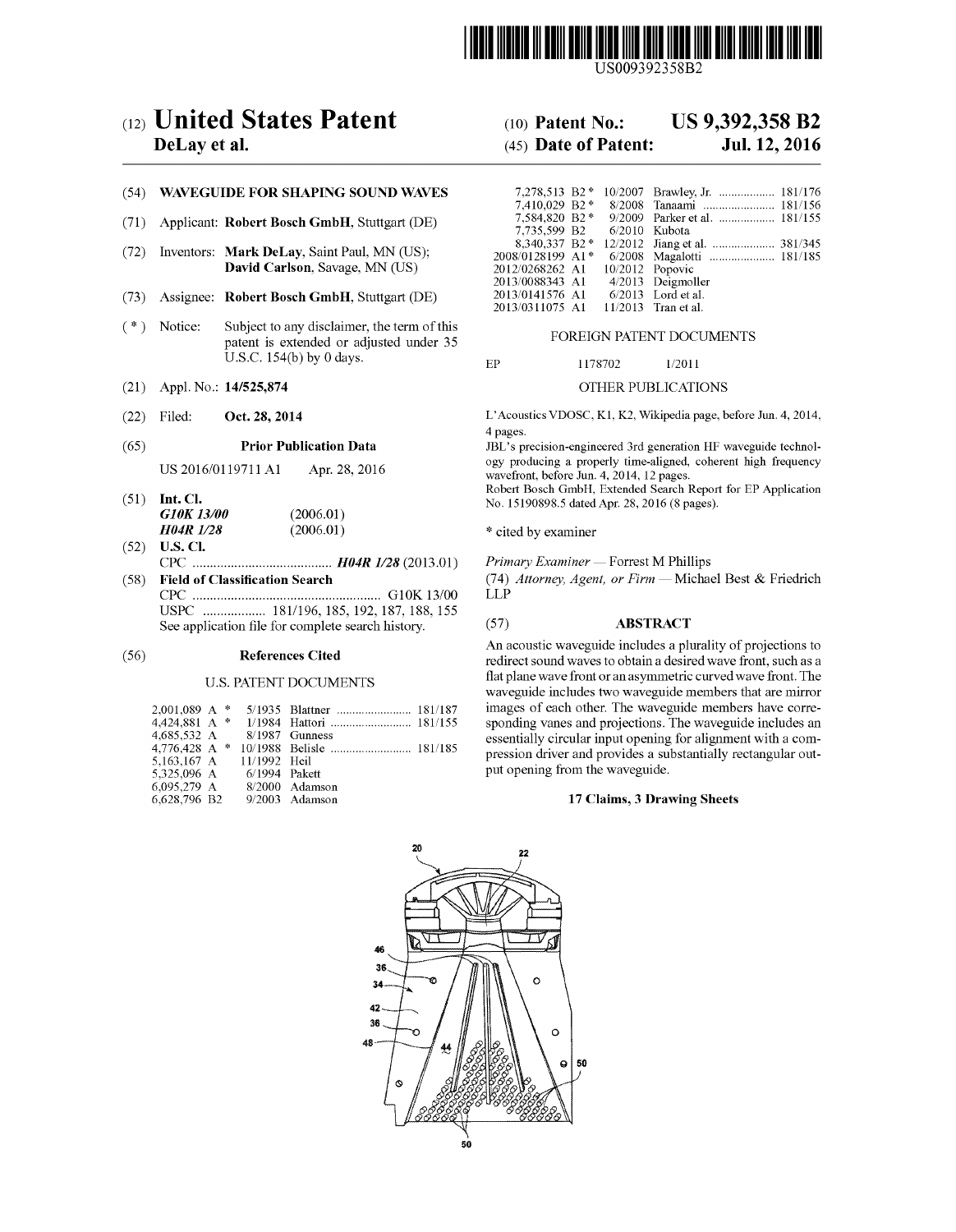US009392358B2

# (12) United States Patent
**DeLay et al.**

(10) **Patent No.: US 9,392,358 B2**

(45) **Date of Patent: Jul. 12, 2016**

(54) **WAVEGUIDE FOR SHAPING SOUND WAVES**

(71) Applicant: **Robert Bosch GmbH**, Stuttgart (DE)

(72) Inventors: **Mark DeLay**, Saint Paul, MN (US); **David Carlson**, Savage, MN (US)

(73) Assignee: **Robert Bosch GmbH**, Stuttgart (DE)

( * ) Notice: Subject to any disclaimer, the term of this patent is extended or adjusted under 35 U.S.C. 154(b) by 0 days.

(21) Appl. No.: **14/525,874**

(22) Filed: **Oct. 28, 2014**

(65) **Prior Publication Data**

US 2016/0119711 A1 Apr. 28, 2016

(51) **Int. Cl.**
*G10K 13/00* (2006.01)
*H04R 1/28* (2006.01)

(52) **U.S. Cl.**
CPC .......................................... ***H04R 1/28*** (2013.01)

(58) **Field of Classification Search**
CPC .......................................................... G10K 13/00
USPC .................. 181/196, 185, 192, 187, 188, 155
See application file for complete search history.

(56) **References Cited**

U.S. PATENT DOCUMENTS

| | | | |
|---|---|---|---|
| 2,001,089 A * | 5/1935 | Blattner | 181/187 |
| 4,424,881 A * | 1/1984 | Hattori | 181/155 |
| 4,685,532 A | 8/1987 | Gunness | |
| 4,776,428 A * | 10/1988 | Belisle | 181/185 |
| 5,163,167 A | 11/1992 | Heil | |
| 5,325,096 A | 6/1994 | Pakett | |
| 6,095,279 A | 8/2000 | Adamson | |
| 6,628,796 B2 | 9/2003 | Adamson | |
| 7,278,513 B2 * | 10/2007 | Brawley, Jr. | 181/176 |
| 7,410,029 B2 * | 8/2008 | Tanaami | 181/156 |
| 7,584,820 B2 * | 9/2009 | Parker et al. | 181/155 |
| 7,735,599 B2 | 6/2010 | Kubota | |
| 8,340,337 B2 * | 12/2012 | Jiang et al. | 381/345 |
| 2008/0128199 A1 * | 6/2008 | Magalotti | 181/185 |
| 2012/0268262 A1 | 10/2012 | Popovic | |
| 2013/0088343 A1 | 4/2013 | Deigmoller | |
| 2013/0141576 A1 | 6/2013 | Lord et al. | |
| 2013/0311075 A1 | 11/2013 | Tran et al. | |

FOREIGN PATENT DOCUMENTS

| | | |
|---|---|---|
| EP | 1178702 | 1/2011 |

OTHER PUBLICATIONS

L'Acoustics VDOSC, K1, K2, Wikipedia page, before Jun. 4, 2014, 4 pages.

JBL's precision-engineered 3rd generation HF waveguide technology producing a properly time-aligned, coherent high frequency wavefront, before Jun. 4, 2014, 12 pages.

Robert Bosch GmbH, Extended Search Report for EP Application No. 15190898.5 dated Apr. 28, 2016 (8 pages).

\* cited by examiner

*Primary Examiner* — Forrest M Phillips

(74) *Attorney, Agent, or Firm* — Michael Best & Friedrich LLP

(57) **ABSTRACT**

An acoustic waveguide includes a plurality of projections to redirect sound waves to obtain a desired wave front, such as a flat plane wave front or an asymmetric curved wave front. The waveguide includes two waveguide members that are mirror images of each other. The waveguide members have corresponding vanes and projections. The waveguide includes an essentially circular input opening for alignment with a compression driver and provides a substantially rectangular output opening from the waveguide.

**17 Claims, 3 Drawing Sheets**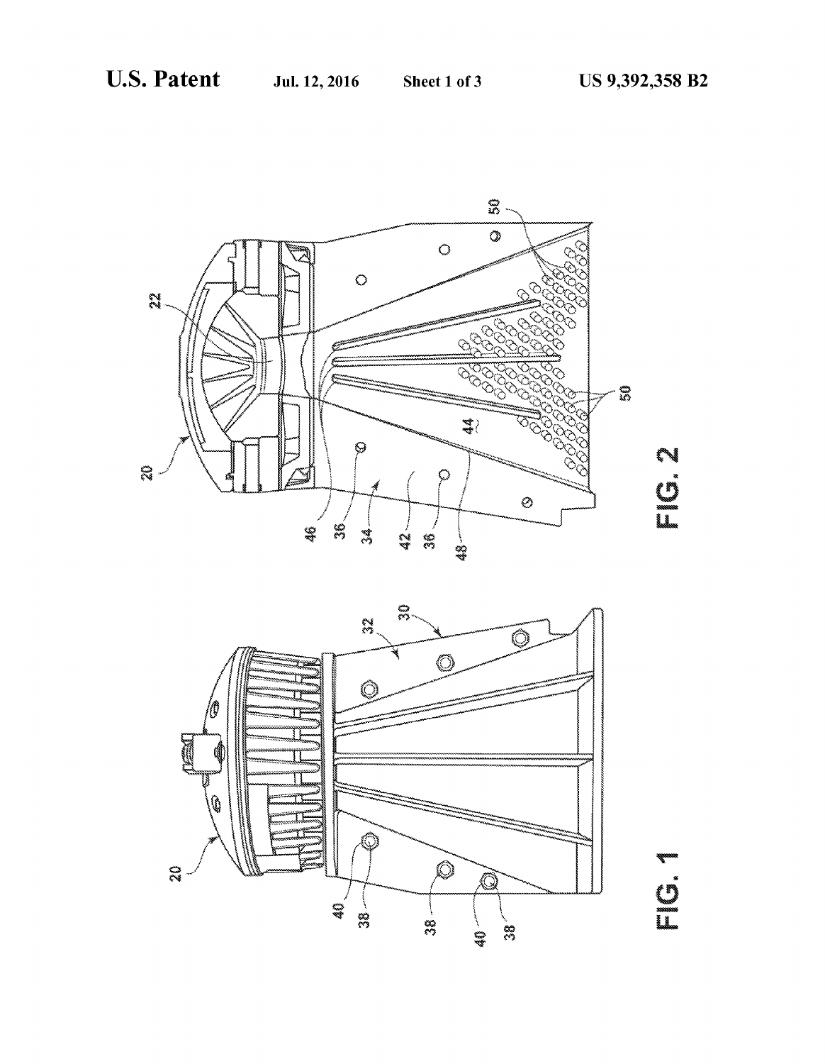FIG. 1

FIG. 2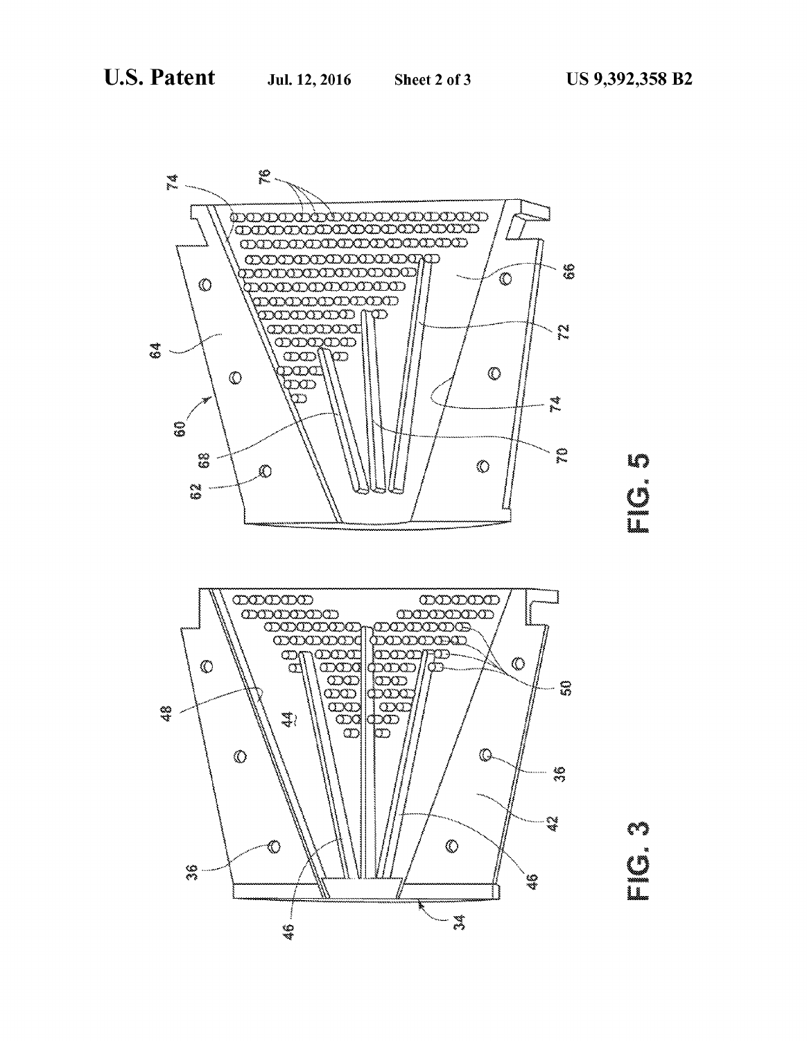FIG. 5

FIG. 3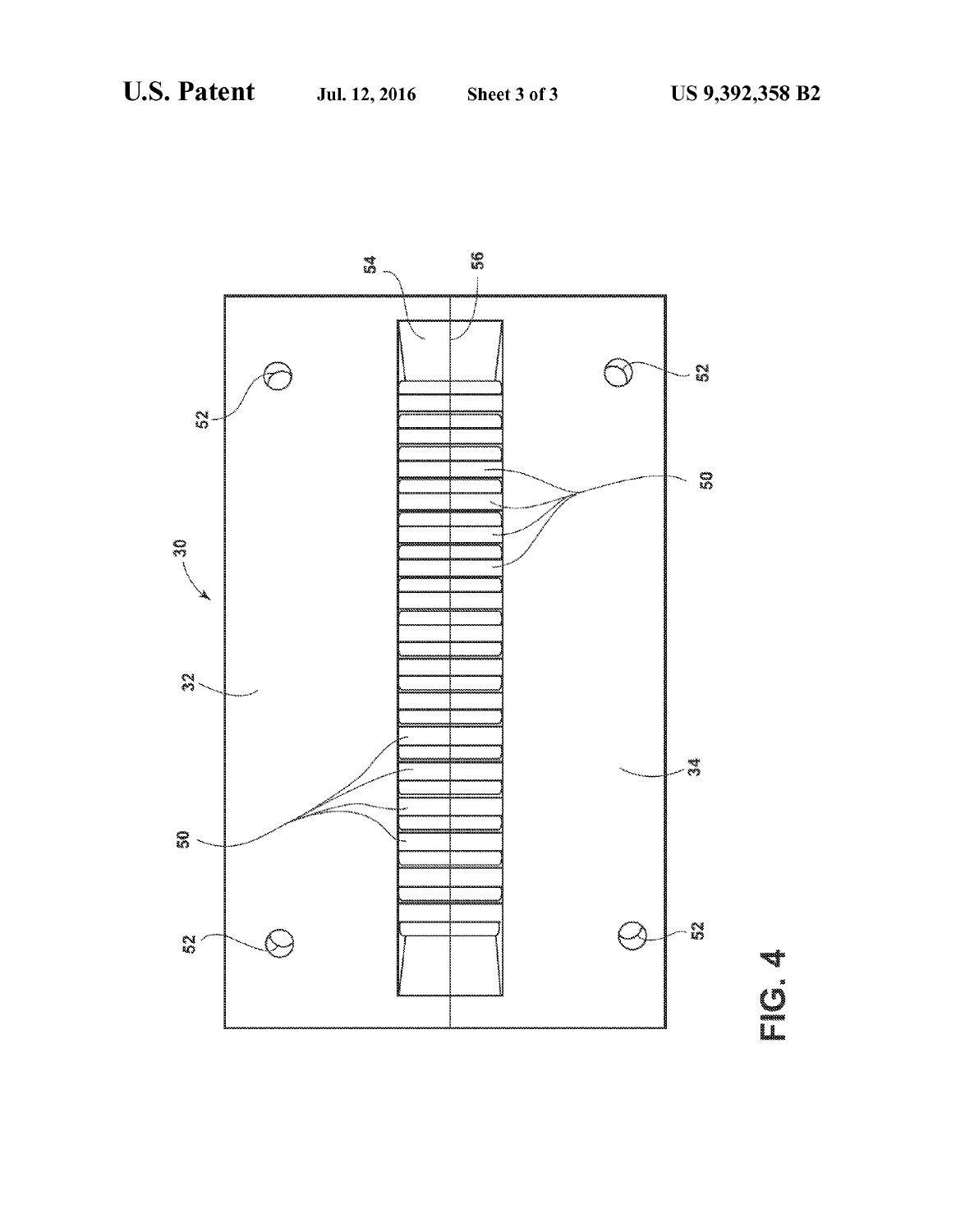FIG. 4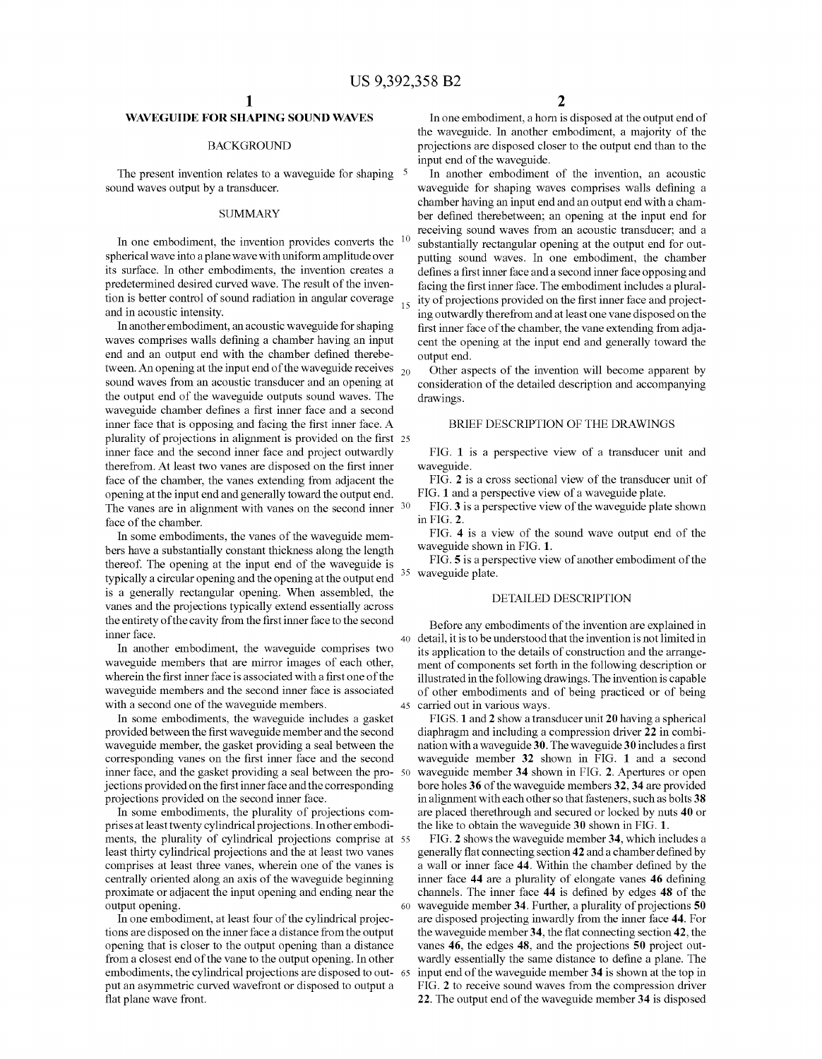# WAVEGUIDE FOR SHAPING SOUND WAVES

## BACKGROUND

The present invention relates to a waveguide for shaping sound waves output by a transducer.

## SUMMARY

In one embodiment, the invention provides converts the spherical wave into a plane wave with uniform amplitude over its surface. In other embodiments, the invention creates a predetermined desired curved wave. The result of the invention is better control of sound radiation in angular coverage and in acoustic intensity.

In another embodiment, an acoustic waveguide for shaping waves comprises walls defining a chamber having an input end and an output end with the chamber defined therebetween. An opening at the input end of the waveguide receives sound waves from an acoustic transducer and an opening at the output end of the waveguide outputs sound waves. The waveguide chamber defines a first inner face and a second inner face that is opposing and facing the first inner face. A plurality of projections in alignment is provided on the first inner face and the second inner face and project outwardly therefrom. At least two vanes are disposed on the first inner face of the chamber, the vanes extending from adjacent the opening at the input end and generally toward the output end. The vanes are in alignment with vanes on the second inner face of the chamber.

In some embodiments, the vanes of the waveguide members have a substantially constant thickness along the length thereof. The opening at the input end of the waveguide is typically a circular opening and the opening at the output end is a generally rectangular opening. When assembled, the vanes and the projections typically extend essentially across the entirety of the cavity from the first inner face to the second inner face.

In another embodiment, the waveguide comprises two waveguide members that are mirror images of each other, wherein the first inner face is associated with a first one of the waveguide members and the second inner face is associated with a second one of the waveguide members.

In some embodiments, the waveguide includes a gasket provided between the first waveguide member and the second waveguide member, the gasket providing a seal between the corresponding vanes on the first inner face and the second inner face, and the gasket providing a seal between the projections provided on the first inner face and the corresponding projections provided on the second inner face.

In some embodiments, the plurality of projections comprises at least twenty cylindrical projections. In other embodiments, the plurality of cylindrical projections comprise at least thirty cylindrical projections and the at least two vanes comprises at least three vanes, wherein one of the vanes is centrally oriented along an axis of the waveguide beginning proximate or adjacent the input opening and ending near the output opening.

In one embodiment, at least four of the cylindrical projections are disposed on the inner face a distance from the output opening that is closer to the output opening than a distance from a closest end of the vane to the output opening. In other embodiments, the cylindrical projections are disposed to output an asymmetric curved wavefront or disposed to output a flat plane wave front.

In one embodiment, a horn is disposed at the output end of the waveguide. In another embodiment, a majority of the projections are disposed closer to the output end than to the input end of the waveguide.

In another embodiment of the invention, an acoustic waveguide for shaping waves comprises walls defining a chamber having an input end and an output end with a chamber defined therebetween; an opening at the input end for receiving sound waves from an acoustic transducer; and a substantially rectangular opening at the output end for outputting sound waves. In one embodiment, the chamber defines a first inner face and a second inner face opposing and facing the first inner face. The embodiment includes a plurality of projections provided on the first inner face and projecting outwardly therefrom and at least one vane disposed on the first inner face of the chamber, the vane extending from adjacent the opening at the input end and generally toward the output end.

Other aspects of the invention will become apparent by consideration of the detailed description and accompanying drawings.

## BRIEF DESCRIPTION OF THE DRAWINGS

FIG. **1** is a perspective view of a transducer unit and waveguide.

FIG. **2** is a cross sectional view of the transducer unit of FIG. **1** and a perspective view of a waveguide plate.

FIG. **3** is a perspective view of the waveguide plate shown in FIG. **2**.

FIG. **4** is a view of the sound wave output end of the waveguide shown in FIG. **1**.

FIG. **5** is a perspective view of another embodiment of the waveguide plate.

## DETAILED DESCRIPTION

Before any embodiments of the invention are explained in detail, it is to be understood that the invention is not limited in its application to the details of construction and the arrangement of components set forth in the following description or illustrated in the following drawings. The invention is capable of other embodiments and of being practiced or of being carried out in various ways.

FIGS. **1** and **2** show a transducer unit **20** having a spherical diaphragm and including a compression driver **22** in combination with a waveguide **30**. The waveguide **30** includes a first waveguide member **32** shown in FIG. **1** and a second waveguide member **34** shown in FIG. **2**. Apertures or open bore holes **36** of the waveguide members **32**, **34** are provided in alignment with each other so that fasteners, such as bolts **38** are placed therethrough and secured or locked by nuts **40** or the like to obtain the waveguide **30** shown in FIG. **1**.

FIG. **2** shows the waveguide member **34**, which includes a generally flat connecting section **42** and a chamber defined by a wall or inner face **44**. Within the chamber defined by the inner face **44** are a plurality of elongate vanes **46** defining channels. The inner face **44** is defined by edges **48** of the waveguide member **34**. Further, a plurality of projections **50** are disposed projecting inwardly from the inner face **44**. For the waveguide member **34**, the flat connecting section **42**, the vanes **46**, the edges **48**, and the projections **50** project outwardly essentially the same distance to define a plane. The input end of the waveguide member **34** is shown at the top in FIG. **2** to receive sound waves from the compression driver **22**. The output end of the waveguide member **34** is disposed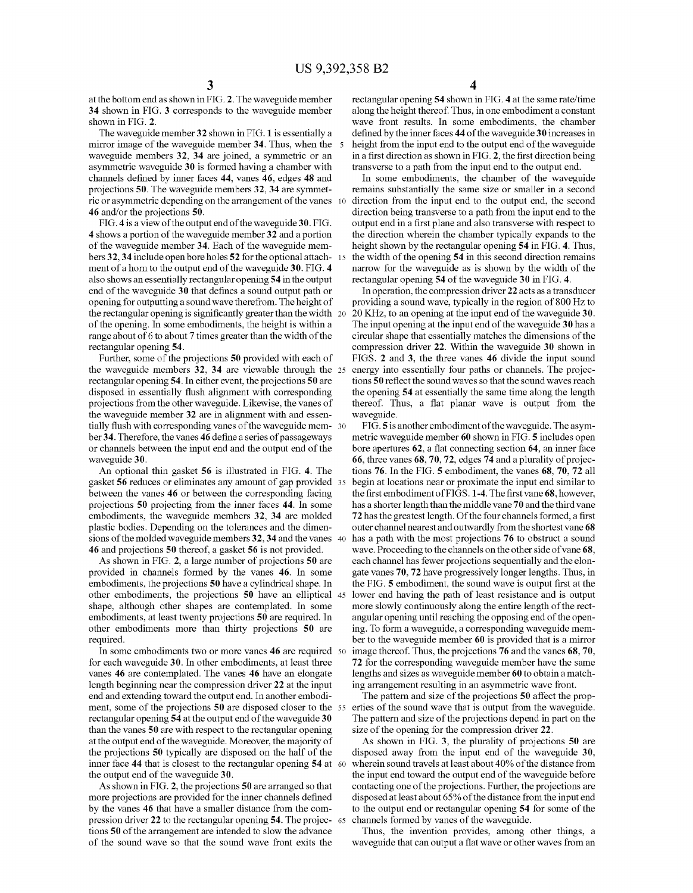at the bottom end as shown in FIG. 2. The waveguide member 34 shown in FIG. 3 corresponds to the waveguide member shown in FIG. 2.

The waveguide member 32 shown in FIG. 1 is essentially a mirror image of the waveguide member 34. Thus, when the waveguide members 32, 34 are joined, a symmetric or an asymmetric waveguide 30 is formed having a chamber with channels defined by inner faces 44, vanes 46, edges 48 and projections 50. The waveguide members 32, 34 are symmetric or asymmetric depending on the arrangement of the vanes 46 and/or the projections 50.

FIG. 4 is a view of the output end of the waveguide 30. FIG. 4 shows a portion of the waveguide member 32 and a portion of the waveguide member 34. Each of the waveguide members 32, 34 include open bore holes 52 for the optional attachment of a horn to the output end of the waveguide 30. FIG. 4 also shows an essentially rectangular opening 54 in the output end of the waveguide 30 that defines a sound output path or opening for outputting a sound wave therefrom. The height of the rectangular opening is significantly greater than the width of the opening. In some embodiments, the height is within a range about of 6 to about 7 times greater than the width of the rectangular opening 54.

Further, some of the projections 50 provided with each of the waveguide members 32, 34 are viewable through the rectangular opening 54. In either event, the projections 50 are disposed in essentially flush alignment with corresponding projections from the other waveguide. Likewise, the vanes of the waveguide member 32 are in alignment with and essentially flush with corresponding vanes of the waveguide member 34. Therefore, the vanes 46 define a series of passageways or channels between the input end and the output end of the waveguide 30.

An optional thin gasket 56 is illustrated in FIG. 4. The gasket 56 reduces or eliminates any amount of gap provided between the vanes 46 or between the corresponding facing projections 50 projecting from the inner faces 44. In some embodiments, the waveguide members 32, 34 are molded plastic bodies. Depending on the tolerances and the dimensions of the molded waveguide members 32, 34 and the vanes 46 and projections 50 thereof, a gasket 56 is not provided.

As shown in FIG. 2, a large number of projections 50 are provided in channels formed by the vanes 46. In some embodiments, the projections 50 have a cylindrical shape. In other embodiments, the projections 50 have an elliptical shape, although other shapes are contemplated. In some embodiments, at least twenty projections 50 are required. In other embodiments more than thirty projections 50 are required.

In some embodiments two or more vanes 46 are required for each waveguide 30. In other embodiments, at least three vanes 46 are contemplated. The vanes 46 have an elongate length beginning near the compression driver 22 at the input end and extending toward the output end. In another embodiment, some of the projections 50 are disposed closer to the rectangular opening 54 at the output end of the waveguide 30 than the vanes 50 are with respect to the rectangular opening at the output end of the waveguide. Moreover, the majority of the projections 50 typically are disposed on the half of the inner face 44 that is closest to the rectangular opening 54 at the output end of the waveguide 30.

As shown in FIG. 2, the projections 50 are arranged so that more projections are provided for the inner channels defined by the vanes 46 that have a smaller distance from the compression driver 22 to the rectangular opening 54. The projections 50 of the arrangement are intended to slow the advance of the sound wave so that the sound wave front exits the rectangular opening 54 shown in FIG. 4 at the same rate/time along the height thereof. Thus, in one embodiment a constant wave front results. In some embodiments, the chamber defined by the inner faces 44 of the waveguide 30 increases in height from the input end to the output end of the waveguide in a first direction as shown in FIG. 2, the first direction being transverse to a path from the input end to the output end.

In some embodiments, the chamber of the waveguide remains substantially the same size or smaller in a second direction from the input end to the output end, the second direction being transverse to a path from the input end to the output end in a first plane and also transverse with respect to the direction wherein the chamber typically expands to the height shown by the rectangular opening 54 in FIG. 4. Thus, the width of the opening 54 in this second direction remains narrow for the waveguide as is shown by the width of the rectangular opening 54 of the waveguide 30 in FIG. 4.

In operation, the compression driver 22 acts as a transducer providing a sound wave, typically in the region of 800 Hz to 20 KHz, to an opening at the input end of the waveguide 30. The input opening at the input end of the waveguide 30 has a circular shape that essentially matches the dimensions of the compression driver 22. Within the waveguide 30 shown in FIGS. 2 and 3, the three vanes 46 divide the input sound energy into essentially four paths or channels. The projections 50 reflect the sound waves so that the sound waves reach the opening 54 at essentially the same time along the length thereof. Thus, a flat planar wave is output from the waveguide.

FIG. 5 is another embodiment of the waveguide. The asymmetric waveguide member 60 shown in FIG. 5 includes open bore apertures 62, a flat connecting section 64, an inner face 66, three vanes 68, 70, 72, edges 74 and a plurality of projections 76. In the FIG. 5 embodiment, the vanes 68, 70, 72 all begin at locations near or proximate the input end similar to the first embodiment of FIGS. 1-4. The first vane 68, however, has a shorter length than the middle vane 70 and the third vane 72 has the greatest length. Of the four channels formed, a first outer channel nearest and outwardly from the shortest vane 68 has a path with the most projections 76 to obstruct a sound wave. Proceeding to the channels on the other side of vane 68, each channel has fewer projections sequentially and the elongate vanes 70, 72 have progressively longer lengths. Thus, in the FIG. 5 embodiment, the sound wave is output first at the lower end having the path of least resistance and is output more slowly continuously along the entire length of the rectangular opening until reaching the opposing end of the opening. To form a waveguide, a corresponding waveguide member to the waveguide member 60 is provided that is a mirror image thereof. Thus, the projections 76 and the vanes 68, 70, 72 for the corresponding waveguide member have the same lengths and sizes as waveguide member 60 to obtain a matching arrangement resulting in an asymmetric wave front.

The pattern and size of the projections 50 affect the properties of the sound wave that is output from the waveguide. The pattern and size of the projections depend in part on the size of the opening for the compression driver 22.

As shown in FIG. 3, the plurality of projections 50 are disposed away from the input end of the waveguide 30, wherein sound travels at least about 40% of the distance from the input end toward the output end of the waveguide before contacting one of the projections. Further, the projections are disposed at least about 65% of the distance from the input end to the output end or rectangular opening 54 for some of the channels formed by vanes of the waveguide.

Thus, the invention provides, among other things, a waveguide that can output a flat wave or other waves from an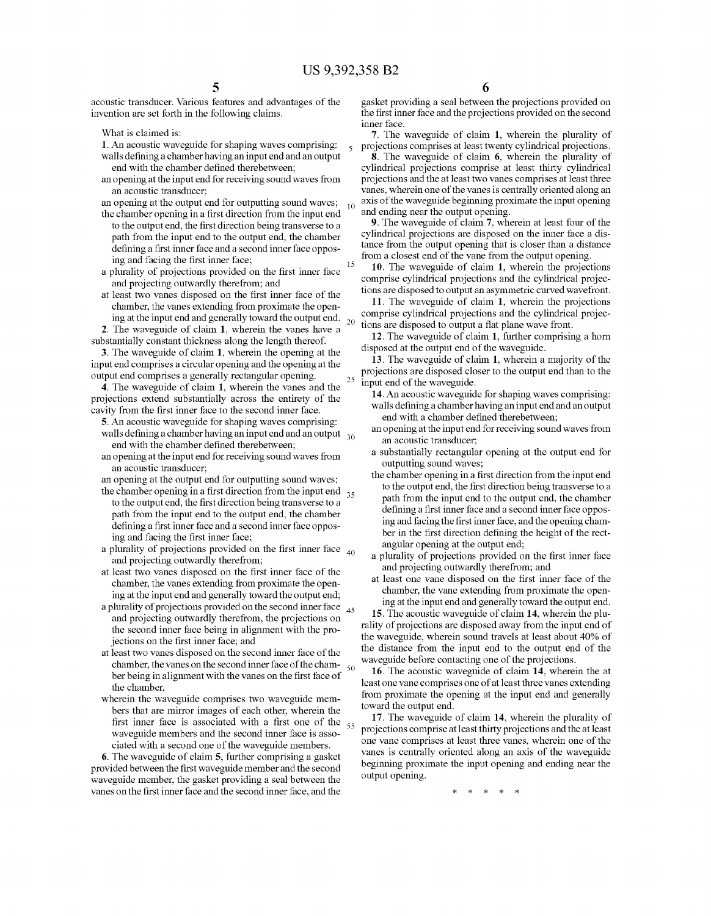acoustic transducer. Various features and advantages of the invention are set forth in the following claims.

What is claimed is:

1. An acoustic waveguide for shaping waves comprising:
   walls defining a chamber having an input end and an output end with the chamber defined therebetween;
   an opening at the input end for receiving sound waves from an acoustic transducer;
   an opening at the output end for outputting sound waves;
   the chamber opening in a first direction from the input end to the output end, the first direction being transverse to a path from the input end to the output end, the chamber defining a first inner face and a second inner face opposing and facing the first inner face;
   a plurality of projections provided on the first inner face and projecting outwardly therefrom; and
   at least two vanes disposed on the first inner face of the chamber, the vanes extending from proximate the opening at the input end and generally toward the output end.

2. The waveguide of claim 1, wherein the vanes have a substantially constant thickness along the length thereof.

3. The waveguide of claim 1, wherein the opening at the input end comprises a circular opening and the opening at the output end comprises a generally rectangular opening.

4. The waveguide of claim 1, wherein the vanes and the projections extend substantially across the entirety of the cavity from the first inner face to the second inner face.

5. An acoustic waveguide for shaping waves comprising:
   walls defining a chamber having an input end and an output end with the chamber defined therebetween;
   an opening at the input end for receiving sound waves from an acoustic transducer;
   an opening at the output end for outputting sound waves;
   the chamber opening in a first direction from the input end to the output end, the first direction being transverse to a path from the input end to the output end, the chamber defining a first inner face and a second inner face opposing and facing the first inner face;
   a plurality of projections provided on the first inner face and projecting outwardly therefrom;
   at least two vanes disposed on the first inner face of the chamber, the vanes extending from proximate the opening at the input end and generally toward the output end;
   a plurality of projections provided on the second inner face and projecting outwardly therefrom, the projections on the second inner face being in alignment with the projections on the first inner face; and
   at least two vanes disposed on the second inner face of the chamber, the vanes on the second inner face of the chamber being in alignment with the vanes on the first face of the chamber,
   wherein the waveguide comprises two waveguide members that are mirror images of each other, wherein the first inner face is associated with a first one of the waveguide members and the second inner face is associated with a second one of the waveguide members.

6. The waveguide of claim 5, further comprising a gasket provided between the first waveguide member and the second waveguide member, the gasket providing a seal between the vanes on the first inner face and the second inner face, and the gasket providing a seal between the projections provided on the first inner face and the projections provided on the second inner face.

7. The waveguide of claim 1, wherein the plurality of projections comprises at least twenty cylindrical projections.

8. The waveguide of claim 6, wherein the plurality of cylindrical projections comprise at least thirty cylindrical projections and the at least two vanes comprises at least three vanes, wherein one of the vanes is centrally oriented along an axis of the waveguide beginning proximate the input opening and ending near the output opening.

9. The waveguide of claim 7, wherein at least four of the cylindrical projections are disposed on the inner face a distance from the output opening that is closer than a distance from a closest end of the vane from the output opening.

10. The waveguide of claim 1, wherein the projections comprise cylindrical projections and the cylindrical projections are disposed to output an asymmetric curved wavefront.

11. The waveguide of claim 1, wherein the projections comprise cylindrical projections and the cylindrical projections are disposed to output a flat plane wave front.

12. The waveguide of claim 1, further comprising a horn disposed at the output end of the waveguide.

13. The waveguide of claim 1, wherein a majority of the projections are disposed closer to the output end than to the input end of the waveguide.

14. An acoustic waveguide for shaping waves comprising:
   walls defining a chamber having an input end and an output end with a chamber defined therebetween;
   an opening at the input end for receiving sound waves from an acoustic transducer;
   a substantially rectangular opening at the output end for outputting sound waves;
   the chamber opening in a first direction from the input end to the output end, the first direction being transverse to a path from the input end to the output end, the chamber defining a first inner face and a second inner face opposing and facing the first inner face, and the opening chamber in the first direction defining the height of the rectangular opening at the output end;
   a plurality of projections provided on the first inner face and projecting outwardly therefrom; and
   at least one vane disposed on the first inner face of the chamber, the vane extending from proximate the opening at the input end and generally toward the output end.

15. The acoustic waveguide of claim 14, wherein the plurality of projections are disposed away from the input end of the waveguide, wherein sound travels at least about 40% of the distance from the input end to the output end of the waveguide before contacting one of the projections.

16. The acoustic waveguide of claim 14, wherein the at least one vane comprises one of at least three vanes extending from proximate the opening at the input end and generally toward the output end.

17. The waveguide of claim 14, wherein the plurality of projections comprise at least thirty projections and the at least one vane comprises at least three vanes, wherein one of the vanes is centrally oriented along an axis of the waveguide beginning proximate the input opening and ending near the output opening.

* * * * *